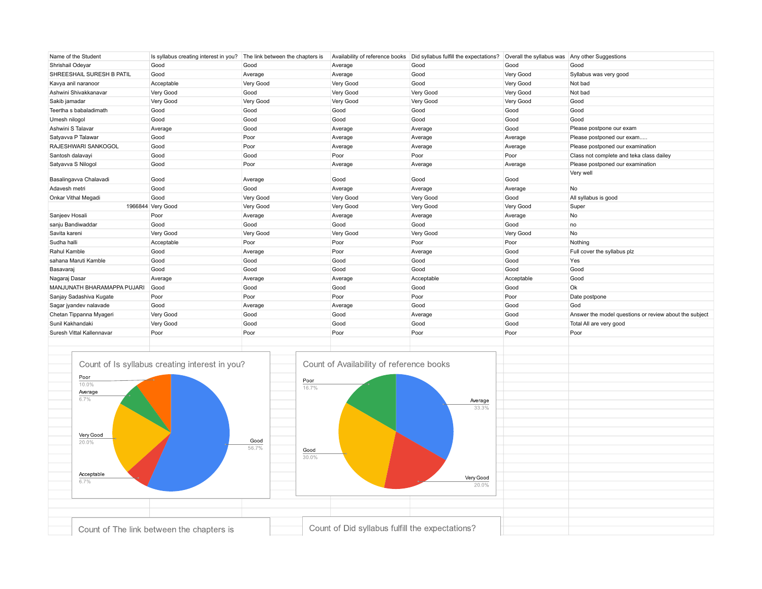| Name of the Student | Is syllabus creating interest in you? | The link between the chapters is | Availability of reference books | Did syllabus fulfill the expectations? | Overall the syllabus was | Any other Suggestions |
|---|---|---|---|---|---|---|
| Shrishail Odeyar | Good | Good | Average | Good | Good | Good |
| SHREESHAIL SURESH B PATIL | Good | Average | Average | Good | Very Good | Syllabus was very good |
| Kavya anil naranoor | Acceptable | Very Good | Very Good | Good | Very Good | Not bad |
| Ashwini Shivakkanavar | Very Good | Good | Very Good | Very Good | Very Good | Not bad |
| Sakib jamadar | Very Good | Very Good | Very Good | Very Good | Very Good | Good |
| Teertha s babaladimath | Good | Good | Good | Good | Good | Good |
| Umesh nilogol | Good | Good | Good | Good | Good | Good |
| Ashwini S Talavar | Average | Good | Average | Average | Good | Please postpone our exam |
| Satyavva P Talawar | Good | Poor | Average | Average | Average | Please postponed our exam..... |
| RAJESHWARI SANKOGOL | Good | Poor | Average | Average | Average | Please postponed our examination |
| Santosh dalavayi | Good | Good | Poor | Poor | Poor | Class not complete and teka class dailey |
| Satyavva S Nilogol | Good | Poor | Average | Average | Average | Please postponed our examination |
| Basalingavva Chalavadi | Good | Average | Good | Good | Good | Very well |
| Adavesh metri | Good | Good | Average | Average | Average | No |
| Onkar Vithal Megadi | Good | Very Good | Very Good | Very Good | Good | All syllabus is good |
| 1966844 | Very Good | Very Good | Very Good | Very Good | Very Good | Super |
| Sanjeev Hosali | Poor | Average | Average | Average | Average | No |
| sanju Bandiwaddar | Good | Good | Good | Good | Good | no |
| Savita kareni | Very Good | Very Good | Very Good | Very Good | Very Good | No |
| Sudha halli | Acceptable | Poor | Poor | Poor | Poor | Nothing |
| Rahul Kamble | Good | Average | Poor | Average | Good | Full cover the syllabus plz |
| sahana Maruti Kamble | Good | Good | Good | Good | Good | Yes |
| Basavaraj | Good | Good | Good | Good | Good | Good |
| Nagaraj Dasar | Average | Average | Average | Acceptable | Acceptable | Good |
| MANJUNATH BHARAMAPPA PUJARI | Good | Good | Good | Good | Good | Ok |
| Sanjay Sadashiva Kugate | Poor | Poor | Poor | Poor | Poor | Date postpone |
| Sagar jyandev nalavade | Good | Average | Average | Good | Good | God |
| Chetan Tippanna Myageri | Very Good | Good | Good | Average | Good | Answer the model questions or review about the subject |
| Sunil Kakhandaki | Very Good | Good | Good | Good | Good | Total All are very good |
| Suresh Vittal Kallennavar | Poor | Poor | Poor | Poor | Poor | Poor |

**Count of Is syllabus creating interest in you?**

- Poor: 10.0%
- Average: 6.7%
- Very Good: 20.0%
- Acceptable: 6.7%
- Good: 56.7%

**Count of Availability of reference books**

- Poor: 16.7%
- Average: 33.3%
- Good: 30.0%
- Very Good: 20.0%

**Count of The link between the chapters is**

**Count of Did syllabus fulfill the expectations?**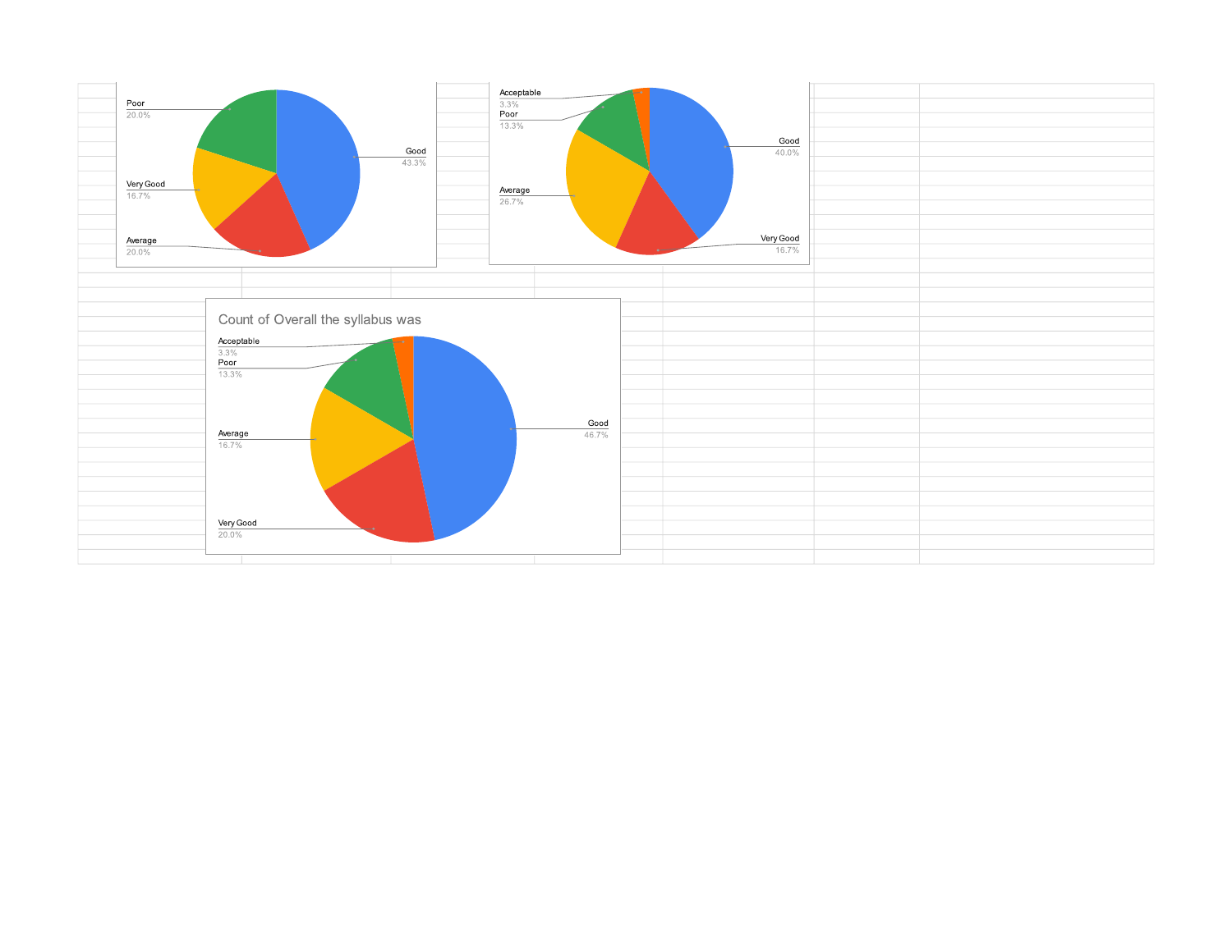Poor
20.0%

Very Good
16.7%

Average
20.0%

Good
43.3%

Acceptable
3.3%

Poor
13.3%

Average
26.7%

Good
40.0%

Very Good
16.7%

Count of Overall the syllabus was

Acceptable
3.3%

Poor
13.3%

Average
16.7%

Very Good
20.0%

Good
46.7%